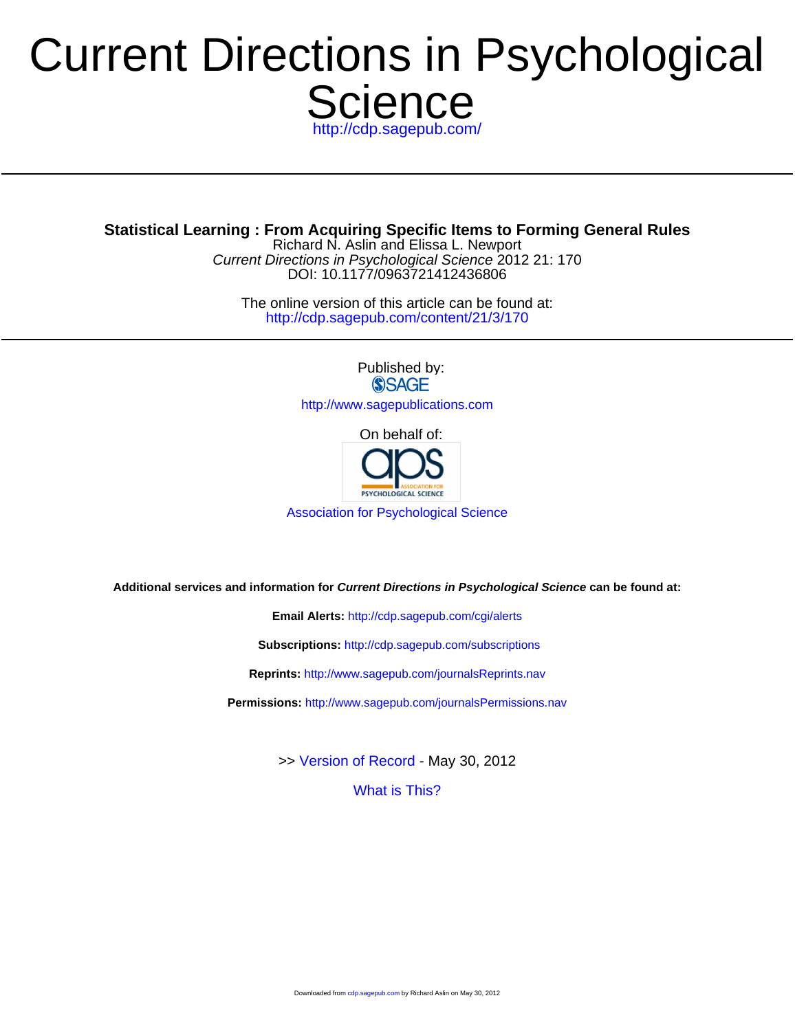# Current Directions in Psychological Science

http://cdp.sagepub.com/

**Statistical Learning : From Acquiring Specific Items to Forming General Rules**

Richard N. Aslin and Elissa L. Newport

*Current Directions in Psychological Science* 2012 21: 170

DOI: 10.1177/0963721412436806

The online version of this article can be found at:

http://cdp.sagepub.com/content/21/3/170

Published by:

SAGE

http://www.sagepublications.com

On behalf of:

Association for Psychological Science

**Additional services and information for *Current Directions in Psychological Science* can be found at:**

**Email Alerts:** http://cdp.sagepub.com/cgi/alerts

**Subscriptions:** http://cdp.sagepub.com/subscriptions

**Reprints:** http://www.sagepub.com/journalsReprints.nav

**Permissions:** http://www.sagepub.com/journalsPermissions.nav

>> Version of Record - May 30, 2012

What is This?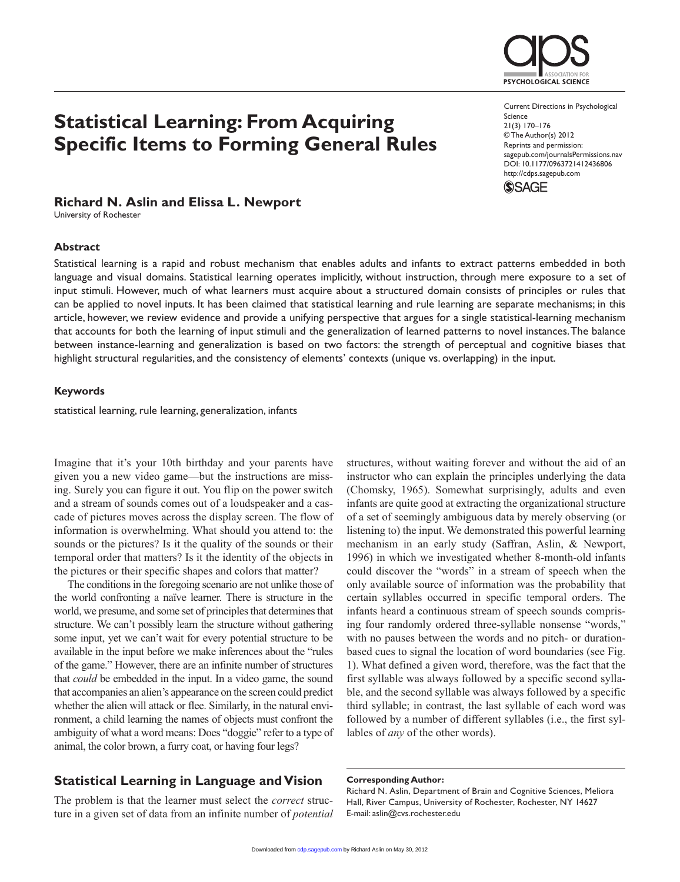# Statistical Learning: From Acquiring Specific Items to Forming General Rules

**Richard N. Aslin and Elissa L. Newport**

University of Rochester

Current Directions in Psychological Science
21(3) 170–176
© The Author(s) 2012
Reprints and permission: sagepub.com/journalsPermissions.nav
DOI: 10.1177/0963721412436806
http://cdps.sagepub.com

## Abstract

Statistical learning is a rapid and robust mechanism that enables adults and infants to extract patterns embedded in both language and visual domains. Statistical learning operates implicitly, without instruction, through mere exposure to a set of input stimuli. However, much of what learners must acquire about a structured domain consists of principles or rules that can be applied to novel inputs. It has been claimed that statistical learning and rule learning are separate mechanisms; in this article, however, we review evidence and provide a unifying perspective that argues for a single statistical-learning mechanism that accounts for both the learning of input stimuli and the generalization of learned patterns to novel instances. The balance between instance-learning and generalization is based on two factors: the strength of perceptual and cognitive biases that highlight structural regularities, and the consistency of elements' contexts (unique vs. overlapping) in the input.

## Keywords

statistical learning, rule learning, generalization, infants

Imagine that it's your 10th birthday and your parents have given you a new video game—but the instructions are missing. Surely you can figure it out. You flip on the power switch and a stream of sounds comes out of a loudspeaker and a cascade of pictures moves across the display screen. The flow of information is overwhelming. What should you attend to: the sounds or the pictures? Is it the quality of the sounds or their temporal order that matters? Is it the identity of the objects in the pictures or their specific shapes and colors that matter?

The conditions in the foregoing scenario are not unlike those of the world confronting a naïve learner. There is structure in the world, we presume, and some set of principles that determines that structure. We can't possibly learn the structure without gathering some input, yet we can't wait for every potential structure to be available in the input before we make inferences about the "rules of the game." However, there are an infinite number of structures that *could* be embedded in the input. In a video game, the sound that accompanies an alien's appearance on the screen could predict whether the alien will attack or flee. Similarly, in the natural environment, a child learning the names of objects must confront the ambiguity of what a word means: Does "doggie" refer to a type of animal, the color brown, a furry coat, or having four legs?

## Statistical Learning in Language and Vision

The problem is that the learner must select the *correct* structure in a given set of data from an infinite number of *potential* structures, without waiting forever and without the aid of an instructor who can explain the principles underlying the data (Chomsky, 1965). Somewhat surprisingly, adults and even infants are quite good at extracting the organizational structure of a set of seemingly ambiguous data by merely observing (or listening to) the input. We demonstrated this powerful learning mechanism in an early study (Saffran, Aslin, & Newport, 1996) in which we investigated whether 8-month-old infants could discover the "words" in a stream of speech when the only available source of information was the probability that certain syllables occurred in specific temporal orders. The infants heard a continuous stream of speech sounds comprising four randomly ordered three-syllable nonsense "words," with no pauses between the words and no pitch- or duration-based cues to signal the location of word boundaries (see Fig. 1). What defined a given word, therefore, was the fact that the first syllable was always followed by a specific second syllable, and the second syllable was always followed by a specific third syllable; in contrast, the last syllable of each word was followed by a number of different syllables (i.e., the first syllables of *any* of the other words).

**Corresponding Author:**
Richard N. Aslin, Department of Brain and Cognitive Sciences, Meliora Hall, River Campus, University of Rochester, Rochester, NY 14627
E-mail: aslin@cvs.rochester.edu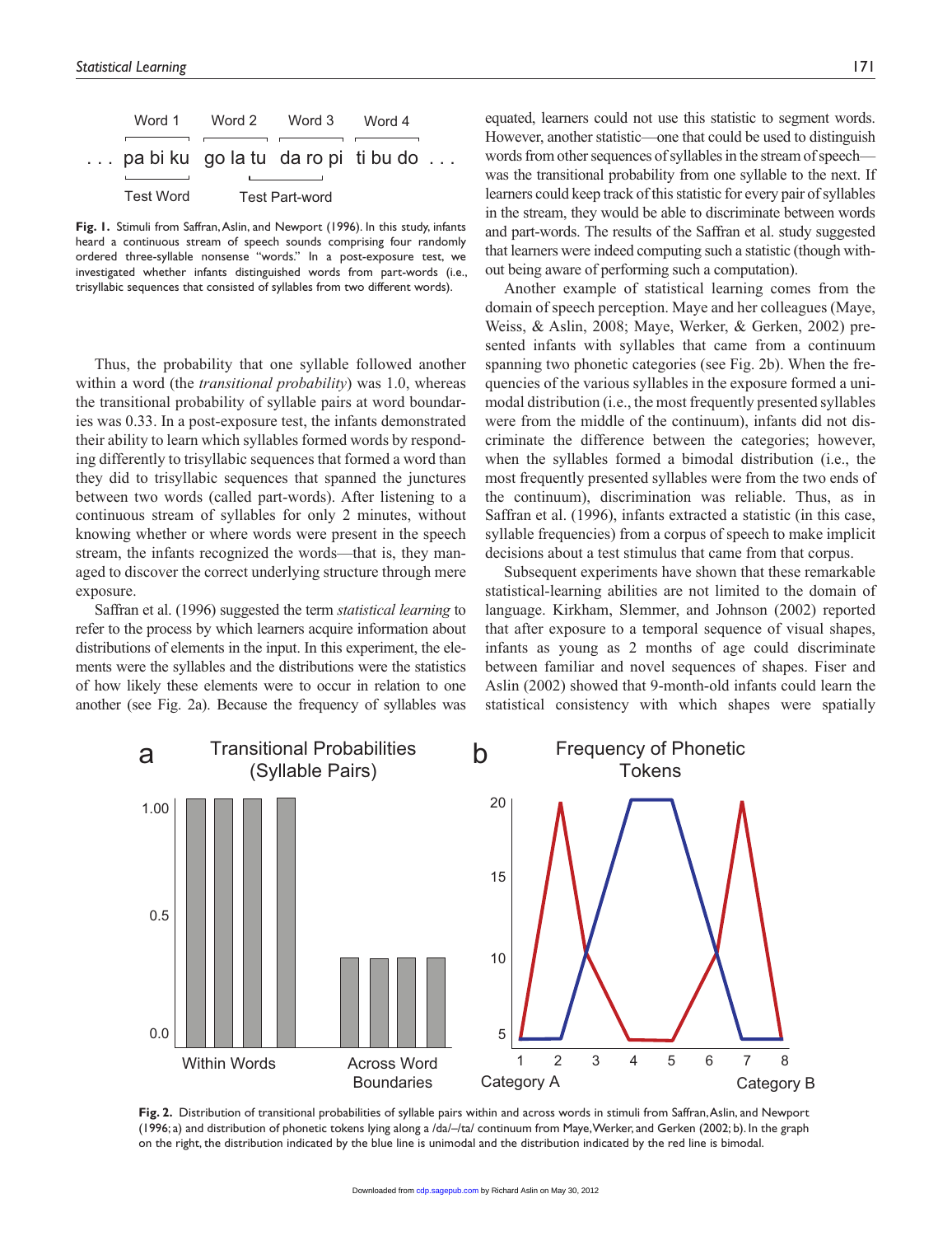Fig. 1. Stimuli from Saffran, Aslin, and Newport (1996). In this study, infants heard a continuous stream of speech sounds comprising four randomly ordered three-syllable nonsense "words." In a post-exposure test, we investigated whether infants distinguished words from part-words (i.e., trisyllabic sequences that consisted of syllables from two different words).

Thus, the probability that one syllable followed another within a word (the *transitional probability*) was 1.0, whereas the transitional probability of syllable pairs at word boundaries was 0.33. In a post-exposure test, the infants demonstrated their ability to learn which syllables formed words by responding differently to trisyllabic sequences that formed a word than they did to trisyllabic sequences that spanned the junctures between two words (called part-words). After listening to a continuous stream of syllables for only 2 minutes, without knowing whether or where words were present in the speech stream, the infants recognized the words—that is, they managed to discover the correct underlying structure through mere exposure.

Saffran et al. (1996) suggested the term *statistical learning* to refer to the process by which learners acquire information about distributions of elements in the input. In this experiment, the elements were the syllables and the distributions were the statistics of how likely these elements were to occur in relation to one another (see Fig. 2a). Because the frequency of syllables was equated, learners could not use this statistic to segment words. However, another statistic—one that could be used to distinguish words from other sequences of syllables in the stream of speech—was the transitional probability from one syllable to the next. If learners could keep track of this statistic for every pair of syllables in the stream, they would be able to discriminate between words and part-words. The results of the Saffran et al. study suggested that learners were indeed computing such a statistic (though without being aware of performing such a computation).

Another example of statistical learning comes from the domain of speech perception. Maye and her colleagues (Maye, Weiss, & Aslin, 2008; Maye, Werker, & Gerken, 2002) presented infants with syllables that came from a continuum spanning two phonetic categories (see Fig. 2b). When the frequencies of the various syllables in the exposure formed a unimodal distribution (i.e., the most frequently presented syllables were from the middle of the continuum), infants did not discriminate the difference between the categories; however, when the syllables formed a bimodal distribution (i.e., the most frequently presented syllables were from the two ends of the continuum), discrimination was reliable. Thus, as in Saffran et al. (1996), infants extracted a statistic (in this case, syllable frequencies) from a corpus of speech to make implicit decisions about a test stimulus that came from that corpus.

Subsequent experiments have shown that these remarkable statistical-learning abilities are not limited to the domain of language. Kirkham, Slemmer, and Johnson (2002) reported that after exposure to a temporal sequence of visual shapes, infants as young as 2 months of age could discriminate between familiar and novel sequences of shapes. Fiser and Aslin (2002) showed that 9-month-old infants could learn the statistical consistency with which shapes were spatially

Fig. 2. Distribution of transitional probabilities of syllable pairs within and across words in stimuli from Saffran, Aslin, and Newport (1996; a) and distribution of phonetic tokens lying along a /da/–/ta/ continuum from Maye, Werker, and Gerken (2002; b). In the graph on the right, the distribution indicated by the blue line is unimodal and the distribution indicated by the red line is bimodal.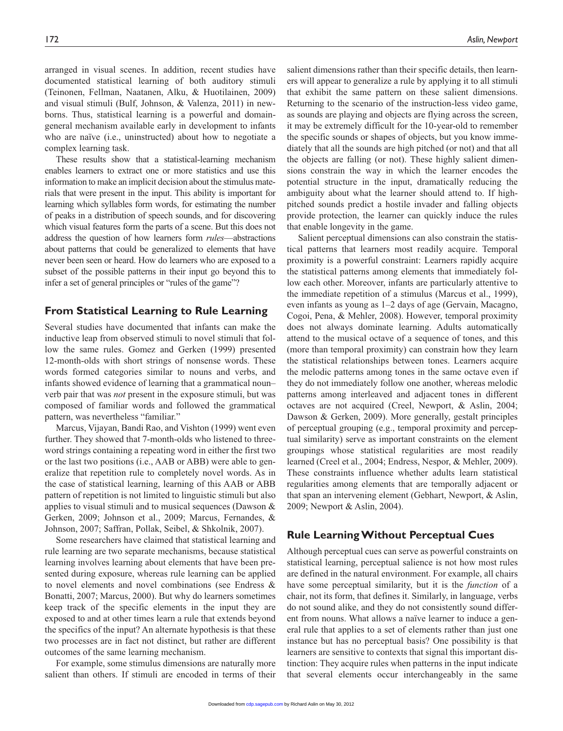arranged in visual scenes. In addition, recent studies have documented statistical learning of both auditory stimuli (Teinonen, Fellman, Naatanen, Alku, & Huotilainen, 2009) and visual stimuli (Bulf, Johnson, & Valenza, 2011) in newborns. Thus, statistical learning is a powerful and domain-general mechanism available early in development to infants who are naïve (i.e., uninstructed) about how to negotiate a complex learning task.

These results show that a statistical-learning mechanism enables learners to extract one or more statistics and use this information to make an implicit decision about the stimulus materials that were present in the input. This ability is important for learning which syllables form words, for estimating the number of peaks in a distribution of speech sounds, and for discovering which visual features form the parts of a scene. But this does not address the question of how learners form *rules*—abstractions about patterns that could be generalized to elements that have never been seen or heard. How do learners who are exposed to a subset of the possible patterns in their input go beyond this to infer a set of general principles or "rules of the game"?

## From Statistical Learning to Rule Learning

Several studies have documented that infants can make the inductive leap from observed stimuli to novel stimuli that follow the same rules. Gomez and Gerken (1999) presented 12-month-olds with short strings of nonsense words. These words formed categories similar to nouns and verbs, and infants showed evidence of learning that a grammatical noun–verb pair that was *not* present in the exposure stimuli, but was composed of familiar words and followed the grammatical pattern, was nevertheless "familiar."

Marcus, Vijayan, Bandi Rao, and Vishton (1999) went even further. They showed that 7-month-olds who listened to three-word strings containing a repeating word in either the first two or the last two positions (i.e., AAB or ABB) were able to generalize that repetition rule to completely novel words. As in the case of statistical learning, learning of this AAB or ABB pattern of repetition is not limited to linguistic stimuli but also applies to visual stimuli and to musical sequences (Dawson & Gerken, 2009; Johnson et al., 2009; Marcus, Fernandes, & Johnson, 2007; Saffran, Pollak, Seibel, & Shkolnik, 2007).

Some researchers have claimed that statistical learning and rule learning are two separate mechanisms, because statistical learning involves learning about elements that have been presented during exposure, whereas rule learning can be applied to novel elements and novel combinations (see Endress & Bonatti, 2007; Marcus, 2000). But why do learners sometimes keep track of the specific elements in the input they are exposed to and at other times learn a rule that extends beyond the specifics of the input? An alternate hypothesis is that these two processes are in fact not distinct, but rather are different outcomes of the same learning mechanism.

For example, some stimulus dimensions are naturally more salient than others. If stimuli are encoded in terms of their salient dimensions rather than their specific details, then learners will appear to generalize a rule by applying it to all stimuli that exhibit the same pattern on these salient dimensions. Returning to the scenario of the instruction-less video game, as sounds are playing and objects are flying across the screen, it may be extremely difficult for the 10-year-old to remember the specific sounds or shapes of objects, but you know immediately that all the sounds are high pitched (or not) and that all the objects are falling (or not). These highly salient dimensions constrain the way in which the learner encodes the potential structure in the input, dramatically reducing the ambiguity about what the learner should attend to. If high-pitched sounds predict a hostile invader and falling objects provide protection, the learner can quickly induce the rules that enable longevity in the game.

Salient perceptual dimensions can also constrain the statistical patterns that learners most readily acquire. Temporal proximity is a powerful constraint: Learners rapidly acquire the statistical patterns among elements that immediately follow each other. Moreover, infants are particularly attentive to the immediate repetition of a stimulus (Marcus et al., 1999), even infants as young as 1–2 days of age (Gervain, Macagno, Cogoi, Pena, & Mehler, 2008). However, temporal proximity does not always dominate learning. Adults automatically attend to the musical octave of a sequence of tones, and this (more than temporal proximity) can constrain how they learn the statistical relationships between tones. Learners acquire the melodic patterns among tones in the same octave even if they do not immediately follow one another, whereas melodic patterns among interleaved and adjacent tones in different octaves are not acquired (Creel, Newport, & Aslin, 2004; Dawson & Gerken, 2009). More generally, gestalt principles of perceptual grouping (e.g., temporal proximity and perceptual similarity) serve as important constraints on the element groupings whose statistical regularities are most readily learned (Creel et al., 2004; Endress, Nespor, & Mehler, 2009). These constraints influence whether adults learn statistical regularities among elements that are temporally adjacent or that span an intervening element (Gebhart, Newport, & Aslin, 2009; Newport & Aslin, 2004).

## Rule Learning Without Perceptual Cues

Although perceptual cues can serve as powerful constraints on statistical learning, perceptual salience is not how most rules are defined in the natural environment. For example, all chairs have some perceptual similarity, but it is the *function* of a chair, not its form, that defines it. Similarly, in language, verbs do not sound alike, and they do not consistently sound different from nouns. What allows a naïve learner to induce a general rule that applies to a set of elements rather than just one instance but has no perceptual basis? One possibility is that learners are sensitive to contexts that signal this important distinction: They acquire rules when patterns in the input indicate that several elements occur interchangeably in the same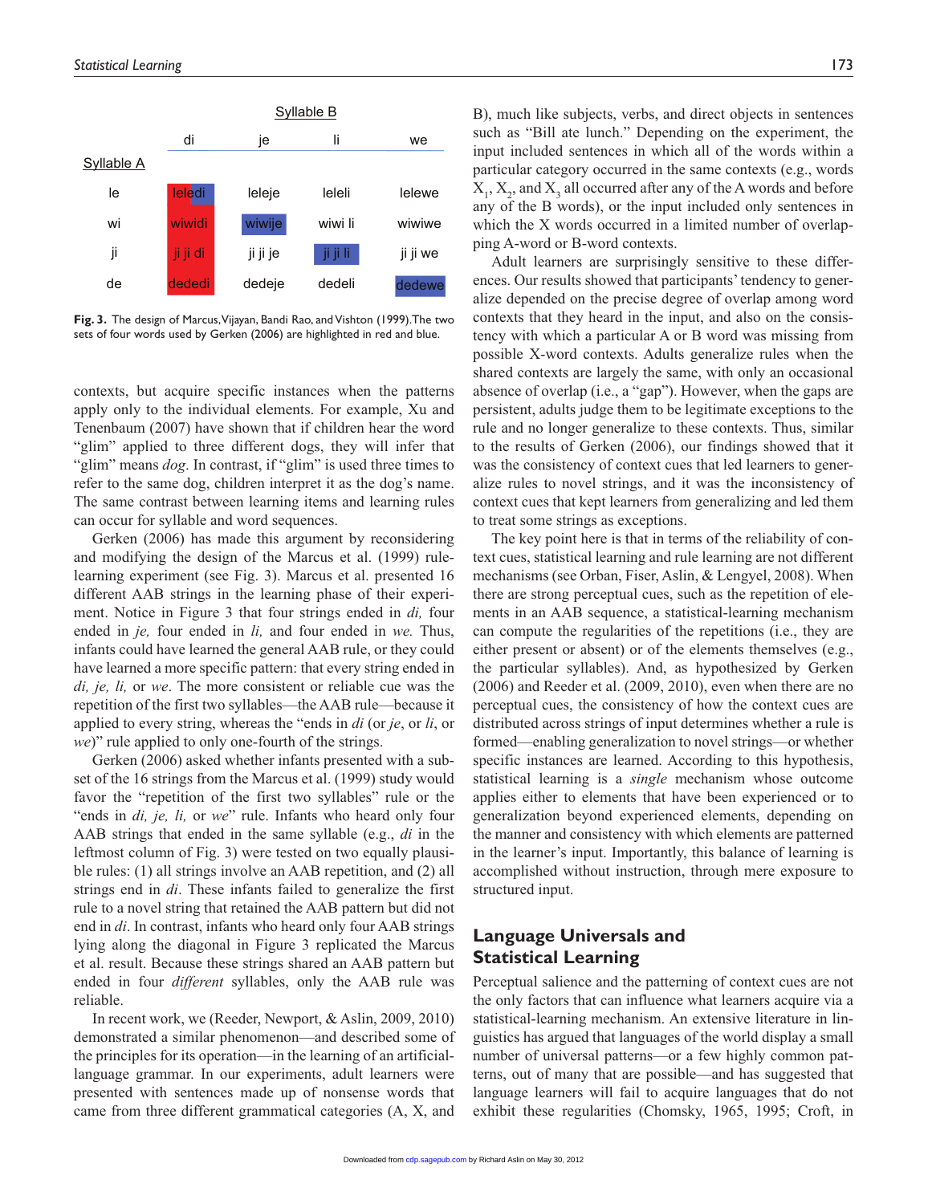| | Syllable B | | | |
|---|---|---|---|---|
| Syllable A | di | je | li | we |
| le | leledi | leleje | leleli | lelewe |
| wi | wiwidi | wiwije | wiwi li | wiwiwe |
| ji | ji ji di | ji ji je | ji ji li | ji ji we |
| de | dededi | dedeje | dedeli | dedewe |

**Fig. 3.** The design of Marcus, Vijayan, Bandi Rao, and Vishton (1999). The two sets of four words used by Gerken (2006) are highlighted in red and blue.

contexts, but acquire specific instances when the patterns apply only to the individual elements. For example, Xu and Tenenbaum (2007) have shown that if children hear the word "glim" applied to three different dogs, they will infer that "glim" means *dog*. In contrast, if "glim" is used three times to refer to the same dog, children interpret it as the dog's name. The same contrast between learning items and learning rules can occur for syllable and word sequences.

Gerken (2006) has made this argument by reconsidering and modifying the design of the Marcus et al. (1999) rule-learning experiment (see Fig. 3). Marcus et al. presented 16 different AAB strings in the learning phase of their experiment. Notice in Figure 3 that four strings ended in *di,* four ended in *je,* four ended in *li,* and four ended in *we.* Thus, infants could have learned the general AAB rule, or they could have learned a more specific pattern: that every string ended in *di, je, li,* or *we*. The more consistent or reliable cue was the repetition of the first two syllables—the AAB rule—because it applied to every string, whereas the "ends in *di* (or *je*, or *li*, or *we*)" rule applied to only one-fourth of the strings.

Gerken (2006) asked whether infants presented with a subset of the 16 strings from the Marcus et al. (1999) study would favor the "repetition of the first two syllables" rule or the "ends in *di, je, li,* or *we*" rule. Infants who heard only four AAB strings that ended in the same syllable (e.g., *di* in the leftmost column of Fig. 3) were tested on two equally plausible rules: (1) all strings involve an AAB repetition, and (2) all strings end in *di*. These infants failed to generalize the first rule to a novel string that retained the AAB pattern but did not end in *di*. In contrast, infants who heard only four AAB strings lying along the diagonal in Figure 3 replicated the Marcus et al. result. Because these strings shared an AAB pattern but ended in four *different* syllables, only the AAB rule was reliable.

In recent work, we (Reeder, Newport, & Aslin, 2009, 2010) demonstrated a similar phenomenon—and described some of the principles for its operation—in the learning of an artificial-language grammar. In our experiments, adult learners were presented with sentences made up of nonsense words that came from three different grammatical categories (A, X, and B), much like subjects, verbs, and direct objects in sentences such as "Bill ate lunch." Depending on the experiment, the input included sentences in which all of the words within a particular category occurred in the same contexts (e.g., words $X_1$, $X_2$, and $X_3$ all occurred after any of the A words and before any of the B words), or the input included only sentences in which the X words occurred in a limited number of overlapping A-word or B-word contexts.

Adult learners are surprisingly sensitive to these differences. Our results showed that participants' tendency to generalize depended on the precise degree of overlap among word contexts that they heard in the input, and also on the consistency with which a particular A or B word was missing from possible X-word contexts. Adults generalize rules when the shared contexts are largely the same, with only an occasional absence of overlap (i.e., a "gap"). However, when the gaps are persistent, adults judge them to be legitimate exceptions to the rule and no longer generalize to these contexts. Thus, similar to the results of Gerken (2006), our findings showed that it was the consistency of context cues that led learners to generalize rules to novel strings, and it was the inconsistency of context cues that kept learners from generalizing and led them to treat some strings as exceptions.

The key point here is that in terms of the reliability of context cues, statistical learning and rule learning are not different mechanisms (see Orban, Fiser, Aslin, & Lengyel, 2008). When there are strong perceptual cues, such as the repetition of elements in an AAB sequence, a statistical-learning mechanism can compute the regularities of the repetitions (i.e., they are either present or absent) or of the elements themselves (e.g., the particular syllables). And, as hypothesized by Gerken (2006) and Reeder et al. (2009, 2010), even when there are no perceptual cues, the consistency of how the context cues are distributed across strings of input determines whether a rule is formed—enabling generalization to novel strings—or whether specific instances are learned. According to this hypothesis, statistical learning is a *single* mechanism whose outcome applies either to elements that have been experienced or to generalization beyond experienced elements, depending on the manner and consistency with which elements are patterned in the learner's input. Importantly, this balance of learning is accomplished without instruction, through mere exposure to structured input.

## Language Universals and Statistical Learning

Perceptual salience and the patterning of context cues are not the only factors that can influence what learners acquire via a statistical-learning mechanism. An extensive literature in linguistics has argued that languages of the world display a small number of universal patterns—or a few highly common patterns, out of many that are possible—and has suggested that language learners will fail to acquire languages that do not exhibit these regularities (Chomsky, 1965, 1995; Croft, in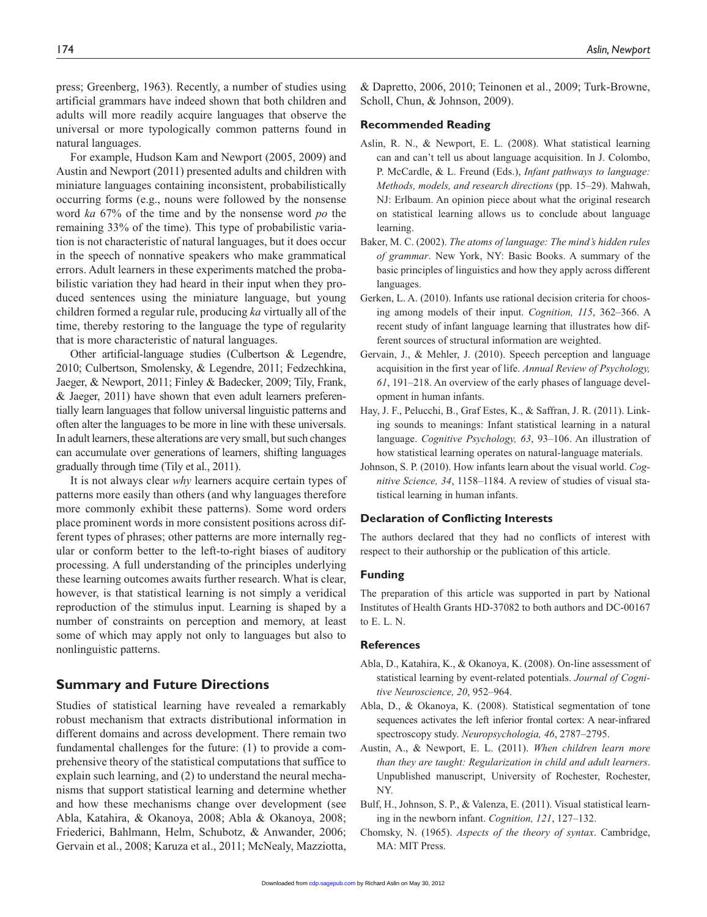press; Greenberg, 1963). Recently, a number of studies using artificial grammars have indeed shown that both children and adults will more readily acquire languages that observe the universal or more typologically common patterns found in natural languages.

For example, Hudson Kam and Newport (2005, 2009) and Austin and Newport (2011) presented adults and children with miniature languages containing inconsistent, probabilistically occurring forms (e.g., nouns were followed by the nonsense word *ka* 67% of the time and by the nonsense word *po* the remaining 33% of the time). This type of probabilistic variation is not characteristic of natural languages, but it does occur in the speech of nonnative speakers who make grammatical errors. Adult learners in these experiments matched the probabilistic variation they had heard in their input when they produced sentences using the miniature language, but young children formed a regular rule, producing *ka* virtually all of the time, thereby restoring to the language the type of regularity that is more characteristic of natural languages.

Other artificial-language studies (Culbertson & Legendre, 2010; Culbertson, Smolensky, & Legendre, 2011; Fedzechkina, Jaeger, & Newport, 2011; Finley & Badecker, 2009; Tily, Frank, & Jaeger, 2011) have shown that even adult learners preferentially learn languages that follow universal linguistic patterns and often alter the languages to be more in line with these universals. In adult learners, these alterations are very small, but such changes can accumulate over generations of learners, shifting languages gradually through time (Tily et al., 2011).

It is not always clear *why* learners acquire certain types of patterns more easily than others (and why languages therefore more commonly exhibit these patterns). Some word orders place prominent words in more consistent positions across different types of phrases; other patterns are more internally regular or conform better to the left-to-right biases of auditory processing. A full understanding of the principles underlying these learning outcomes awaits further research. What is clear, however, is that statistical learning is not simply a veridical reproduction of the stimulus input. Learning is shaped by a number of constraints on perception and memory, at least some of which may apply not only to languages but also to nonlinguistic patterns.

## Summary and Future Directions

Studies of statistical learning have revealed a remarkably robust mechanism that extracts distributional information in different domains and across development. There remain two fundamental challenges for the future: (1) to provide a comprehensive theory of the statistical computations that suffice to explain such learning, and (2) to understand the neural mechanisms that support statistical learning and determine whether and how these mechanisms change over development (see Abla, Katahira, & Okanoya, 2008; Abla & Okanoya, 2008; Friederici, Bahlmann, Helm, Schubotz, & Anwander, 2006; Gervain et al., 2008; Karuza et al., 2011; McNealy, Mazziotta, & Dapretto, 2006, 2010; Teinonen et al., 2009; Turk-Browne, Scholl, Chun, & Johnson, 2009).

### Recommended Reading

Aslin, R. N., & Newport, E. L. (2008). What statistical learning can and can't tell us about language acquisition. In J. Colombo, P. McCardle, & L. Freund (Eds.), *Infant pathways to language: Methods, models, and research directions* (pp. 15–29). Mahwah, NJ: Erlbaum. An opinion piece about what the original research on statistical learning allows us to conclude about language learning.

Baker, M. C. (2002). *The atoms of language: The mind's hidden rules of grammar*. New York, NY: Basic Books. A summary of the basic principles of linguistics and how they apply across different languages.

Gerken, L. A. (2010). Infants use rational decision criteria for choosing among models of their input. *Cognition, 115*, 362–366. A recent study of infant language learning that illustrates how different sources of structural information are weighted.

Gervain, J., & Mehler, J. (2010). Speech perception and language acquisition in the first year of life. *Annual Review of Psychology, 61*, 191–218. An overview of the early phases of language development in human infants.

Hay, J. F., Pelucchi, B., Graf Estes, K., & Saffran, J. R. (2011). Linking sounds to meanings: Infant statistical learning in a natural language. *Cognitive Psychology, 63*, 93–106. An illustration of how statistical learning operates on natural-language materials.

Johnson, S. P. (2010). How infants learn about the visual world. *Cognitive Science, 34*, 1158–1184. A review of studies of visual statistical learning in human infants.

### Declaration of Conflicting Interests

The authors declared that they had no conflicts of interest with respect to their authorship or the publication of this article.

### Funding

The preparation of this article was supported in part by National Institutes of Health Grants HD-37082 to both authors and DC-00167 to E. L. N.

### References

Abla, D., Katahira, K., & Okanoya, K. (2008). On-line assessment of statistical learning by event-related potentials. *Journal of Cognitive Neuroscience, 20*, 952–964.

Abla, D., & Okanoya, K. (2008). Statistical segmentation of tone sequences activates the left inferior frontal cortex: A near-infrared spectroscopy study. *Neuropsychologia, 46*, 2787–2795.

Austin, A., & Newport, E. L. (2011). *When children learn more than they are taught: Regularization in child and adult learners*. Unpublished manuscript, University of Rochester, Rochester, NY.

Bulf, H., Johnson, S. P., & Valenza, E. (2011). Visual statistical learning in the newborn infant. *Cognition, 121*, 127–132.

Chomsky, N. (1965). *Aspects of the theory of syntax*. Cambridge, MA: MIT Press.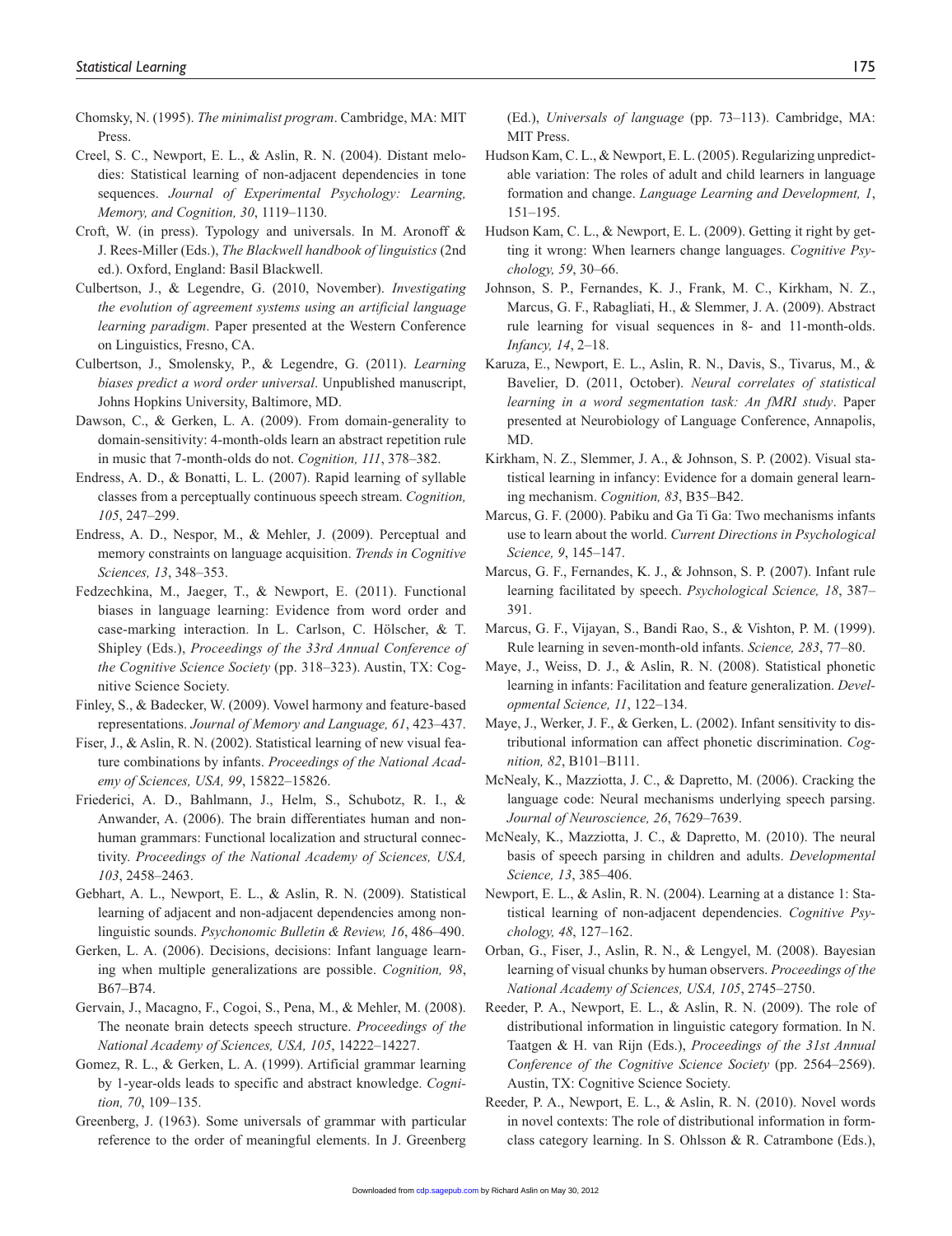Chomsky, N. (1995). *The minimalist program*. Cambridge, MA: MIT Press.

Creel, S. C., Newport, E. L., & Aslin, R. N. (2004). Distant melodies: Statistical learning of non-adjacent dependencies in tone sequences. *Journal of Experimental Psychology: Learning, Memory, and Cognition, 30*, 1119–1130.

Croft, W. (in press). Typology and universals. In M. Aronoff & J. Rees-Miller (Eds.), *The Blackwell handbook of linguistics* (2nd ed.). Oxford, England: Basil Blackwell.

Culbertson, J., & Legendre, G. (2010, November). *Investigating the evolution of agreement systems using an artificial language learning paradigm*. Paper presented at the Western Conference on Linguistics, Fresno, CA.

Culbertson, J., Smolensky, P., & Legendre, G. (2011). *Learning biases predict a word order universal*. Unpublished manuscript, Johns Hopkins University, Baltimore, MD.

Dawson, C., & Gerken, L. A. (2009). From domain-generality to domain-sensitivity: 4-month-olds learn an abstract repetition rule in music that 7-month-olds do not. *Cognition, 111*, 378–382.

Endress, A. D., & Bonatti, L. L. (2007). Rapid learning of syllable classes from a perceptually continuous speech stream. *Cognition, 105*, 247–299.

Endress, A. D., Nespor, M., & Mehler, J. (2009). Perceptual and memory constraints on language acquisition. *Trends in Cognitive Sciences, 13*, 348–353.

Fedzechkina, M., Jaeger, T., & Newport, E. (2011). Functional biases in language learning: Evidence from word order and case-marking interaction. In L. Carlson, C. Hölscher, & T. Shipley (Eds.), *Proceedings of the 33rd Annual Conference of the Cognitive Science Society* (pp. 318–323). Austin, TX: Cognitive Science Society.

Finley, S., & Badecker, W. (2009). Vowel harmony and feature-based representations. *Journal of Memory and Language, 61*, 423–437.

Fiser, J., & Aslin, R. N. (2002). Statistical learning of new visual feature combinations by infants. *Proceedings of the National Academy of Sciences, USA, 99*, 15822–15826.

Friederici, A. D., Bahlmann, J., Helm, S., Schubotz, R. I., & Anwander, A. (2006). The brain differentiates human and non-human grammars: Functional localization and structural connectivity. *Proceedings of the National Academy of Sciences, USA, 103*, 2458–2463.

Gebhart, A. L., Newport, E. L., & Aslin, R. N. (2009). Statistical learning of adjacent and non-adjacent dependencies among non-linguistic sounds. *Psychonomic Bulletin & Review, 16*, 486–490.

Gerken, L. A. (2006). Decisions, decisions: Infant language learning when multiple generalizations are possible. *Cognition, 98*, B67–B74.

Gervain, J., Macagno, F., Cogoi, S., Pena, M., & Mehler, M. (2008). The neonate brain detects speech structure. *Proceedings of the National Academy of Sciences, USA, 105*, 14222–14227.

Gomez, R. L., & Gerken, L. A. (1999). Artificial grammar learning by 1-year-olds leads to specific and abstract knowledge. *Cognition, 70*, 109–135.

Greenberg, J. (1963). Some universals of grammar with particular reference to the order of meaningful elements. In J. Greenberg (Ed.), *Universals of language* (pp. 73–113). Cambridge, MA: MIT Press.

Hudson Kam, C. L., & Newport, E. L. (2005). Regularizing unpredictable variation: The roles of adult and child learners in language formation and change. *Language Learning and Development, 1*, 151–195.

Hudson Kam, C. L., & Newport, E. L. (2009). Getting it right by getting it wrong: When learners change languages. *Cognitive Psychology, 59*, 30–66.

Johnson, S. P., Fernandes, K. J., Frank, M. C., Kirkham, N. Z., Marcus, G. F., Rabagliati, H., & Slemmer, J. A. (2009). Abstract rule learning for visual sequences in 8- and 11-month-olds. *Infancy, 14*, 2–18.

Karuza, E., Newport, E. L., Aslin, R. N., Davis, S., Tivarus, M., & Bavelier, D. (2011, October). *Neural correlates of statistical learning in a word segmentation task: An fMRI study*. Paper presented at Neurobiology of Language Conference, Annapolis, MD.

Kirkham, N. Z., Slemmer, J. A., & Johnson, S. P. (2002). Visual statistical learning in infancy: Evidence for a domain general learning mechanism. *Cognition, 83*, B35–B42.

Marcus, G. F. (2000). Pabiku and Ga Ti Ga: Two mechanisms infants use to learn about the world. *Current Directions in Psychological Science, 9*, 145–147.

Marcus, G. F., Fernandes, K. J., & Johnson, S. P. (2007). Infant rule learning facilitated by speech. *Psychological Science, 18*, 387–391.

Marcus, G. F., Vijayan, S., Bandi Rao, S., & Vishton, P. M. (1999). Rule learning in seven-month-old infants. *Science, 283*, 77–80.

Maye, J., Weiss, D. J., & Aslin, R. N. (2008). Statistical phonetic learning in infants: Facilitation and feature generalization. *Developmental Science, 11*, 122–134.

Maye, J., Werker, J. F., & Gerken, L. (2002). Infant sensitivity to distributional information can affect phonetic discrimination. *Cognition, 82*, B101–B111.

McNealy, K., Mazziotta, J. C., & Dapretto, M. (2006). Cracking the language code: Neural mechanisms underlying speech parsing. *Journal of Neuroscience, 26*, 7629–7639.

McNealy, K., Mazziotta, J. C., & Dapretto, M. (2010). The neural basis of speech parsing in children and adults. *Developmental Science, 13*, 385–406.

Newport, E. L., & Aslin, R. N. (2004). Learning at a distance 1: Statistical learning of non-adjacent dependencies. *Cognitive Psychology, 48*, 127–162.

Orban, G., Fiser, J., Aslin, R. N., & Lengyel, M. (2008). Bayesian learning of visual chunks by human observers. *Proceedings of the National Academy of Sciences, USA, 105*, 2745–2750.

Reeder, P. A., Newport, E. L., & Aslin, R. N. (2009). The role of distributional information in linguistic category formation. In N. Taatgen & H. van Rijn (Eds.), *Proceedings of the 31st Annual Conference of the Cognitive Science Society* (pp. 2564–2569). Austin, TX: Cognitive Science Society.

Reeder, P. A., Newport, E. L., & Aslin, R. N. (2010). Novel words in novel contexts: The role of distributional information in form-class category learning. In S. Ohlsson & R. Catrambone (Eds.),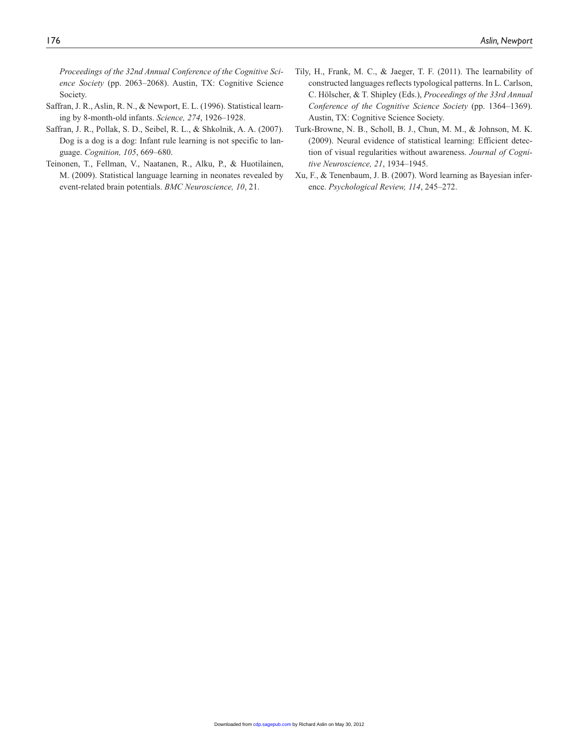*Proceedings of the 32nd Annual Conference of the Cognitive Science Society* (pp. 2063–2068). Austin, TX: Cognitive Science Society.

Saffran, J. R., Aslin, R. N., & Newport, E. L. (1996). Statistical learning by 8-month-old infants. *Science, 274*, 1926–1928.

Saffran, J. R., Pollak, S. D., Seibel, R. L., & Shkolnik, A. A. (2007). Dog is a dog is a dog: Infant rule learning is not specific to language. *Cognition, 105*, 669–680.

Teinonen, T., Fellman, V., Naatanen, R., Alku, P., & Huotilainen, M. (2009). Statistical language learning in neonates revealed by event-related brain potentials. *BMC Neuroscience, 10*, 21.

Tily, H., Frank, M. C., & Jaeger, T. F. (2011). The learnability of constructed languages reflects typological patterns. In L. Carlson, C. Hölscher, & T. Shipley (Eds.), *Proceedings of the 33rd Annual Conference of the Cognitive Science Society* (pp. 1364–1369). Austin, TX: Cognitive Science Society.

Turk-Browne, N. B., Scholl, B. J., Chun, M. M., & Johnson, M. K. (2009). Neural evidence of statistical learning: Efficient detection of visual regularities without awareness. *Journal of Cognitive Neuroscience, 21*, 1934–1945.

Xu, F., & Tenenbaum, J. B. (2007). Word learning as Bayesian inference. *Psychological Review, 114*, 245–272.